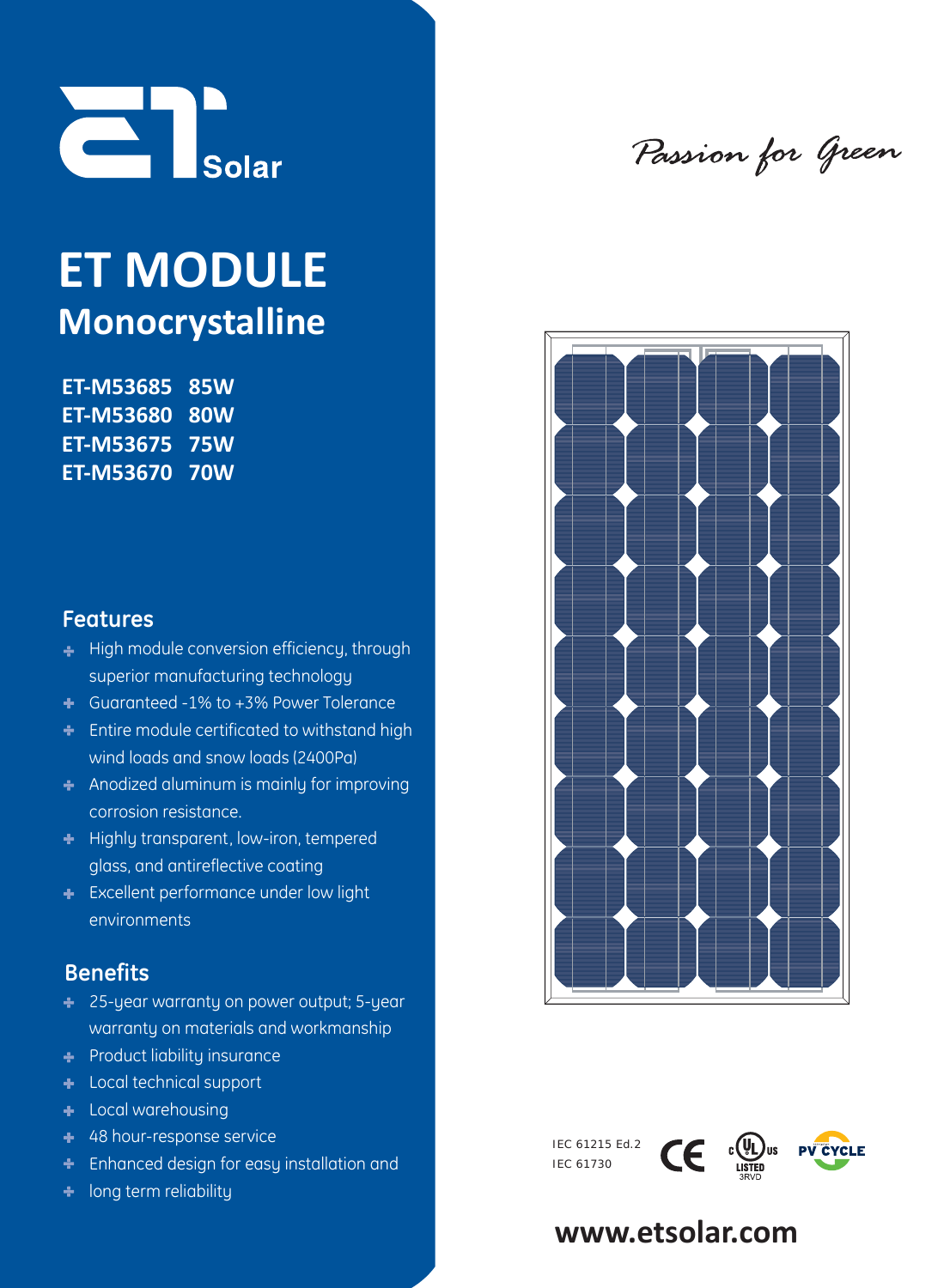ET Solar

*Passion for Green*

# ET MODULE
## Monocrystalline

**ET-M53685 85W**
**ET-M53680 80W**
**ET-M53675 75W**
**ET-M53670 70W**

### Features

- High module conversion efficiency, through superior manufacturing technology
- Guaranteed -1% to +3% Power Tolerance
- Entire module certificated to withstand high wind loads and snow loads (2400Pa)
- Anodized aluminum is mainly for improving corrosion resistance.
- Highly transparent, low-iron, tempered glass, and antireflective coating
- Excellent performance under low light environments

### Benefits

- 25-year warranty on power output; 5-year warranty on materials and workmanship
- Product liability insurance
- Local technical support
- Local warehousing
- 48 hour-response service
- Enhanced design for easy installation and
- long term reliability

IEC 61215 Ed.2
IEC 61730

CE c UL us LISTED 3RVD PV CYCLE

**www.etsolar.com**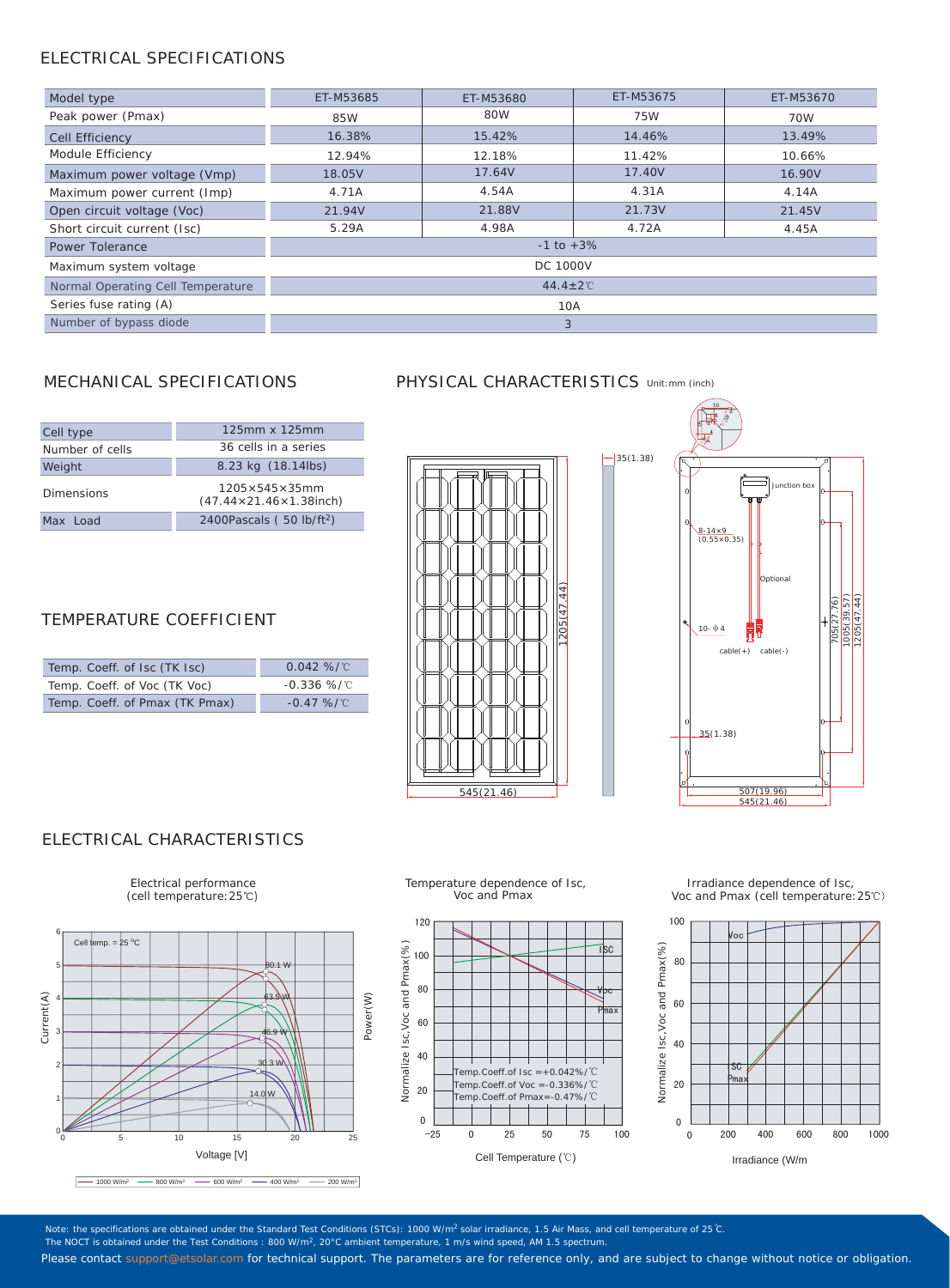## ELECTRICAL SPECIFICATIONS

| Model type | ET-M53685 | ET-M53680 | ET-M53675 | ET-M53670 |
|---|---|---|---|---|
| Peak power (Pmax) | 85W | 80W | 75W | 70W |
| Cell Efficiency | 16.38% | 15.42% | 14.46% | 13.49% |
| Module Efficiency | 12.94% | 12.18% | 11.42% | 10.66% |
| Maximum power voltage (Vmp) | 18.05V | 17.64V | 17.40V | 16.90V |
| Maximum power current (Imp) | 4.71A | 4.54A | 4.31A | 4.14A |
| Open circuit voltage (Voc) | 21.94V | 21.88V | 21.73V | 21.45V |
| Short circuit current (Isc) | 5.29A | 4.98A | 4.72A | 4.45A |
| Power Tolerance | -1 to +3% | | | |
| Maximum system voltage | DC 1000V | | | |
| Normal Operating Cell Temperature | 44.4±2℃ | | | |
| Series fuse rating (A) | 10A | | | |
| Number of bypass diode | 3 | | | |

## MECHANICAL SPECIFICATIONS

| | |
|---|---|
| Cell type | 125mm x 125mm |
| Number of cells | 36 cells in a series |
| Weight | 8.23 kg (18.14lbs) |
| Dimensions | 1205×545×35mm (47.44×21.46×1.38inch) |
| Max Load | 2400Pascals ( 50 lb/ft²) |

## TEMPERATURE COEFFICIENT

| | |
|---|---|
| Temp. Coeff. of Isc (TK Isc) | 0.042 %/℃ |
| Temp. Coeff. of Voc (TK Voc) | -0.336 %/℃ |
| Temp. Coeff. of Pmax (TK Pmax) | -0.47 %/℃ |

## PHYSICAL CHARACTERISTICS Unit: mm (inch)

1205(47.44)
545(21.46)
35(1.38)
Junction box
8-14×9 (0.55×0.35)
Optional
10- Φ4
cable(+) cable(-)
705(27.76)
1005(39.57)
1205(47.44)
35(1.38)
507(19.96)
545(21.46)

## ELECTRICAL CHARACTERISTICS

Electrical performance (cell temperature:25℃)

Cell temp. = 25 °C
80.1 W
63.5 W
46.9 W
30.3 W
14.0 W
Current(A)
Power(W)
Voltage [V]
1000 W/m² 800 W/m² 600 W/m² 400 W/m² 200 W/m²

Temperature dependence of Isc, Voc and Pmax

ISC
Voc
Pmax
Temp.Coeff.of Isc =+0.042%/℃
Temp.Coeff.of Voc =-0.336%/℃
Temp.Coeff.of Pmax=-0.47%/℃
Normalize Isc,Voc and Pmax(%)
Cell Temperature (℃)

Irradiance dependence of Isc, Voc and Pmax (cell temperature:25℃)

Voc
ISC
Pmax
Normalize Isc,Voc and Pmax(%)
Irradiance (W/m

Note: the specifications are obtained under the Standard Test Conditions (STCs): 1000 W/m² solar irradiance, 1.5 Air Mass, and cell temperature of 25℃.
The NOCT is obtained under the Test Conditions : 800 W/m², 20°C ambient temperature, 1 m/s wind speed, AM 1.5 spectrum.

Please contact support@etsolar.com for technical support. The parameters are for reference only, and are subject to change without notice or obligation.